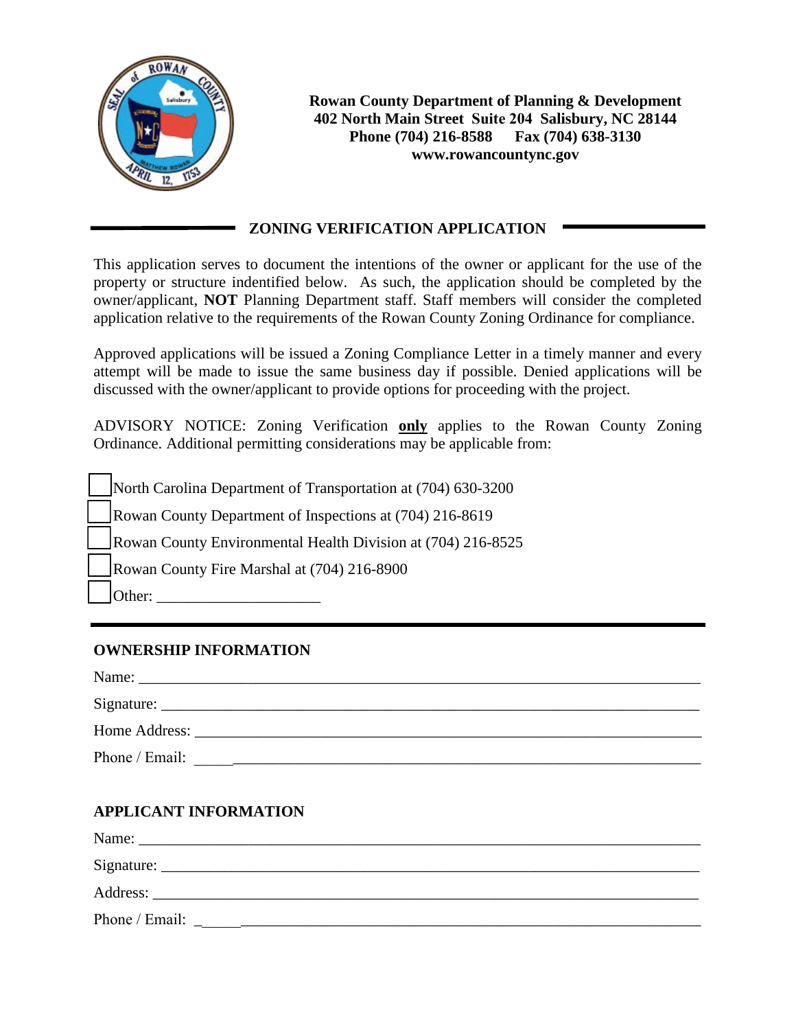**Rowan County Department of Planning & Development**
**402 North Main Street Suite 204 Salisbury, NC 28144**
**Phone (704) 216-8588 Fax (704) 638-3130**
**www.rowancountync.gov**

## ZONING VERIFICATION APPLICATION

This application serves to document the intentions of the owner or applicant for the use of the property or structure indentified below. As such, the application should be completed by the owner/applicant, **NOT** Planning Department staff. Staff members will consider the completed application relative to the requirements of the Rowan County Zoning Ordinance for compliance.

Approved applications will be issued a Zoning Compliance Letter in a timely manner and every attempt will be made to issue the same business day if possible. Denied applications will be discussed with the owner/applicant to provide options for proceeding with the project.

ADVISORY NOTICE: Zoning Verification **only** applies to the Rowan County Zoning Ordinance. Additional permitting considerations may be applicable from:

- ☐ North Carolina Department of Transportation at (704) 630-3200
- ☐ Rowan County Department of Inspections at (704) 216-8619
- ☐ Rowan County Environmental Health Division at (704) 216-8525
- ☐ Rowan County Fire Marshal at (704) 216-8900
- ☐ Other: ____________________

---

### OWNERSHIP INFORMATION

Name: ______________________________________________________________

Signature: ___________________________________________________________

Home Address: _______________________________________________________

Phone / Email: _______________________________________________________

### APPLICANT INFORMATION

Name: ______________________________________________________________

Signature: ___________________________________________________________

Address: _____________________________________________________________

Phone / Email: _______________________________________________________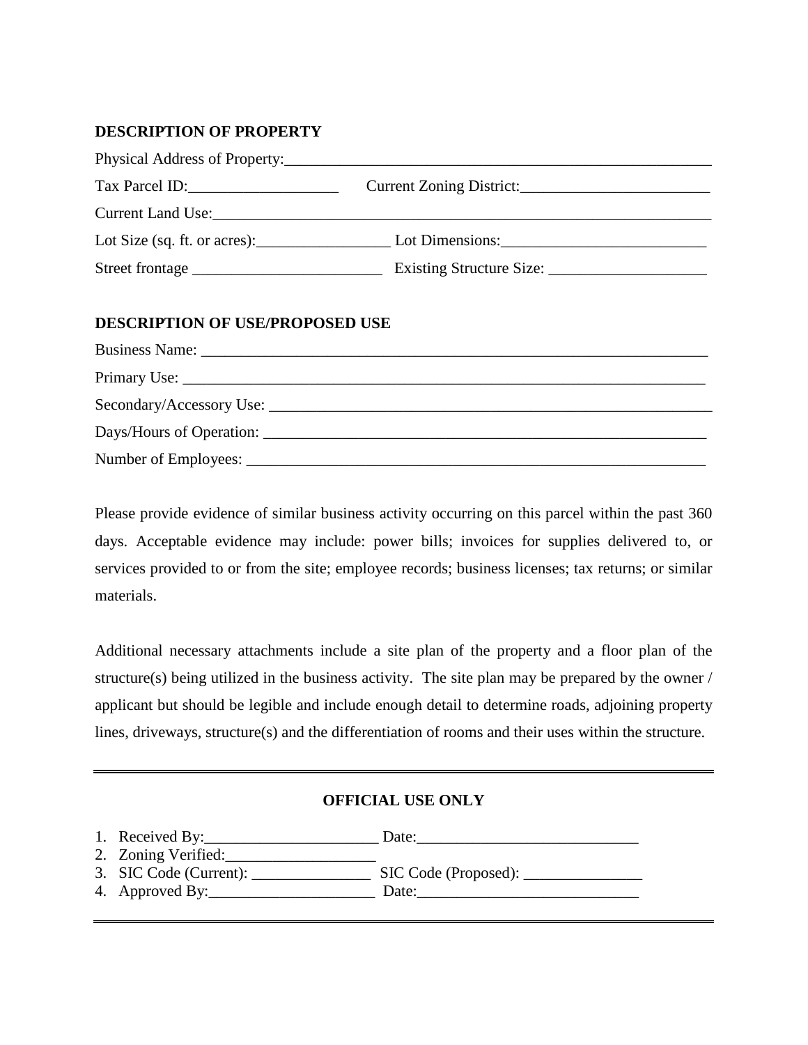**DESCRIPTION OF PROPERTY**

Physical Address of Property:_______________________________________________

Tax Parcel ID:__________________ Current Zoning District:_______________________

Current Land Use:_______________________________________________________

Lot Size (sq. ft. or acres):________________ Lot Dimensions:________________________

Street frontage _______________________ Existing Structure Size: ___________________

**DESCRIPTION OF USE/PROPOSED USE**

Business Name: _________________________________________________________

Primary Use: ___________________________________________________________

Secondary/Accessory Use: _________________________________________________

Days/Hours of Operation: _________________________________________________

Number of Employees: ____________________________________________________

Please provide evidence of similar business activity occurring on this parcel within the past 360 days. Acceptable evidence may include: power bills; invoices for supplies delivered to, or services provided to or from the site; employee records; business licenses; tax returns; or similar materials.

Additional necessary attachments include a site plan of the property and a floor plan of the structure(s) being utilized in the business activity. The site plan may be prepared by the owner / applicant but should be legible and include enough detail to determine roads, adjoining property lines, driveways, structure(s) and the differentiation of rooms and their uses within the structure.

---

**OFFICIAL USE ONLY**

1. Received By:_____________________ Date:___________________________
2. Zoning Verified:__________________
3. SIC Code (Current): ______________ SIC Code (Proposed): ______________
4. Approved By:____________________ Date:___________________________

---